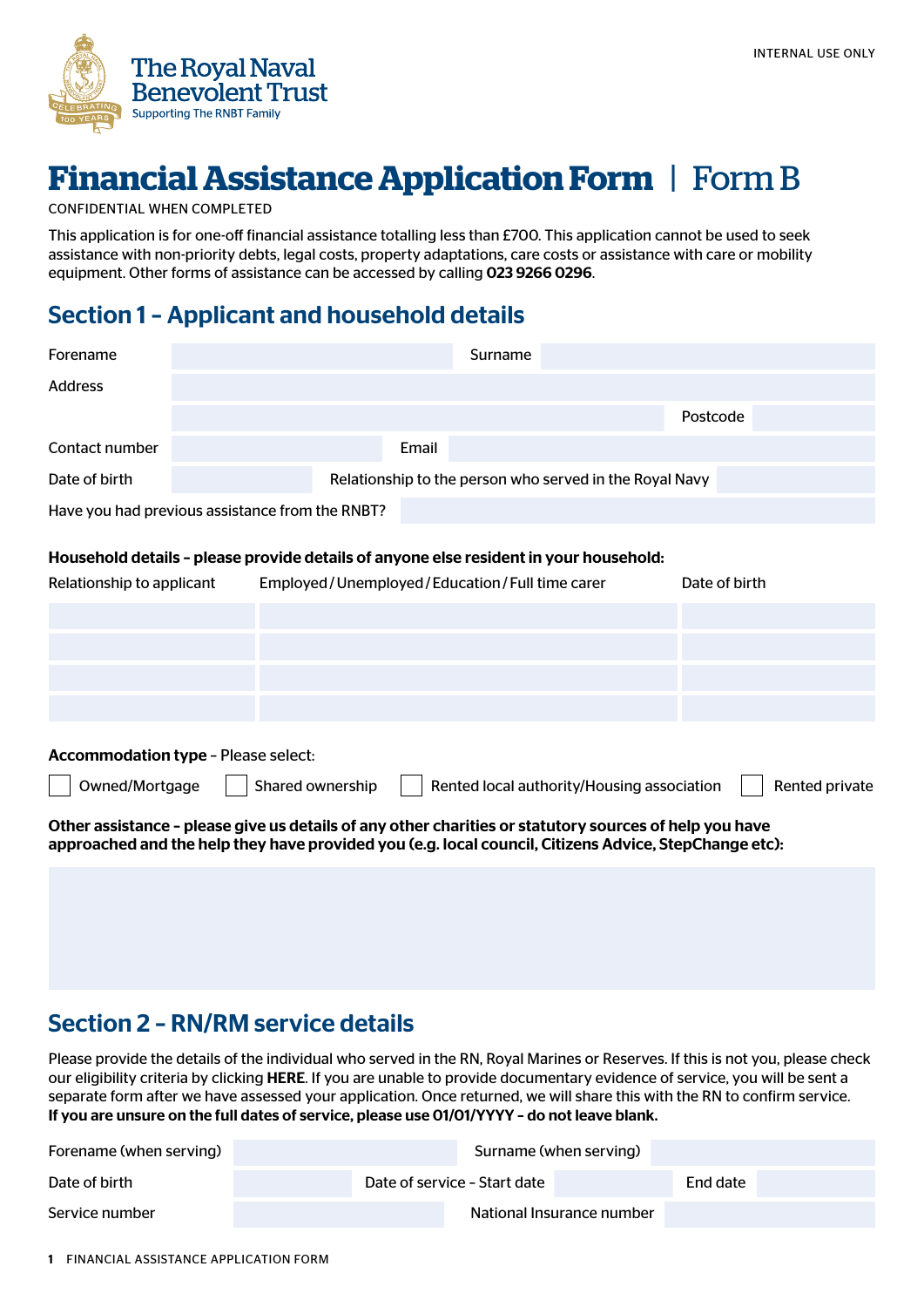INTERNAL USE ONLY

The Royal Naval Benevolent Trust
Supporting The RNBT Family

# Financial Assistance Application Form | Form B

CONFIDENTIAL WHEN COMPLETED

This application is for one-off financial assistance totalling less than £700. This application cannot be used to seek assistance with non-priority debts, legal costs, property adaptations, care costs or assistance with care or mobility equipment. Other forms of assistance can be accessed by calling **023 9266 0296**.

## Section 1 – Applicant and household details

| | | | |
|---|---|---|---|
| Forename | | Surname | |
| Address | | | |
| | | Postcode | |
| Contact number | | Email | |
| Date of birth | | Relationship to the person who served in the Royal Navy | |
| Have you had previous assistance from the RNBT? | | | |

**Household details – please provide details of anyone else resident in your household:**

| Relationship to applicant | Employed / Unemployed / Education / Full time carer | Date of birth |
|---|---|---|
| | | |
| | | |
| | | |
| | | |

**Accommodation type** – Please select:

☐ Owned/Mortgage ☐ Shared ownership ☐ Rented local authority/Housing association ☐ Rented private

**Other assistance – please give us details of any other charities or statutory sources of help you have approached and the help they have provided you (e.g. local council, Citizens Advice, StepChange etc):**

## Section 2 – RN/RM service details

Please provide the details of the individual who served in the RN, Royal Marines or Reserves. If this is not you, please check our eligibility criteria by clicking **HERE**. If you are unable to provide documentary evidence of service, you will be sent a separate form after we have assessed your application. Once returned, we will share this with the RN to confirm service.
**If you are unsure on the full dates of service, please use 01/01/YYYY – do not leave blank.**

| | | | | | |
|---|---|---|---|---|---|
| Forename (when serving) | | Surname (when serving) | | | |
| Date of birth | | Date of service - Start date | | End date | |
| Service number | | National Insurance number | | | |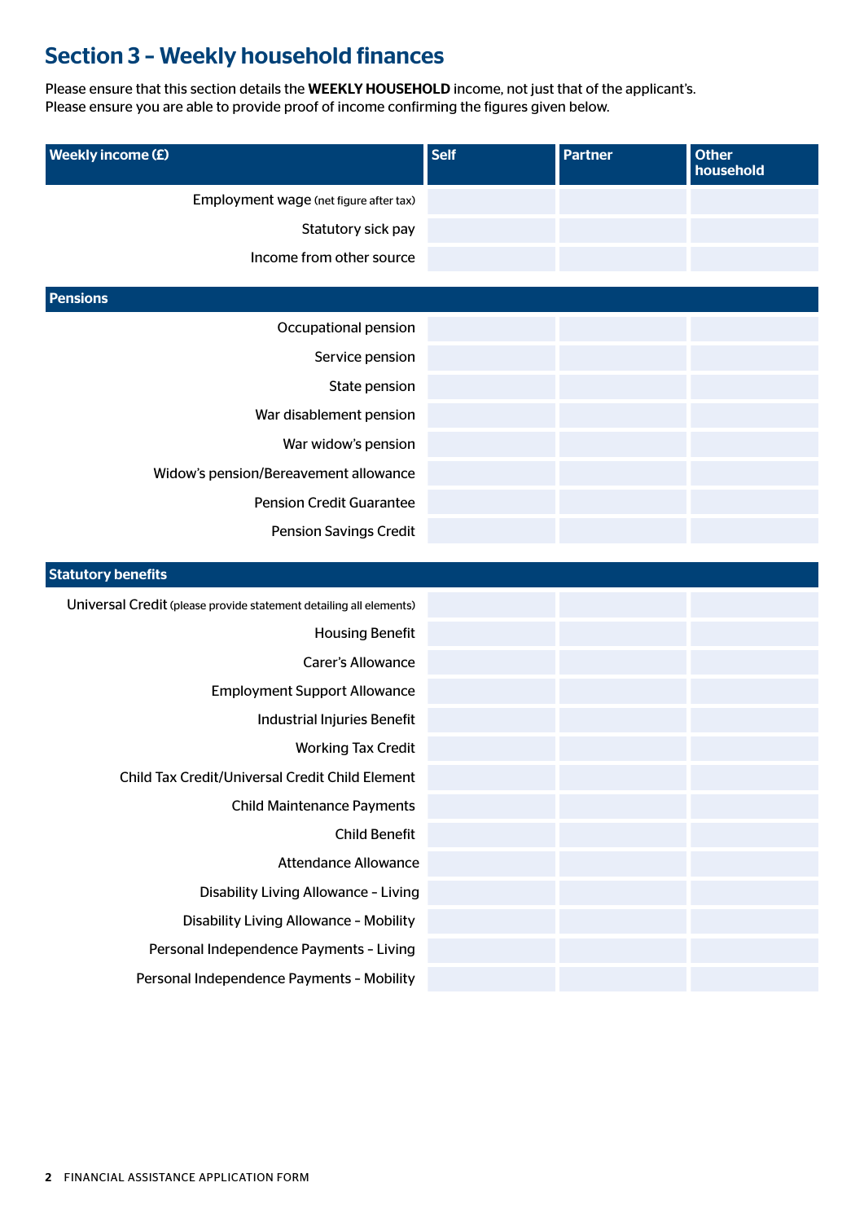## Section 3 – Weekly household finances

Please ensure that this section details the **WEEKLY HOUSEHOLD** income, not just that of the applicant's.
Please ensure you are able to provide proof of income confirming the figures given below.

| Weekly income (£) | Self | Partner | Other household |
|---|---|---|---|
| Employment wage (net figure after tax) | | | |
| Statutory sick pay | | | |
| Income from other source | | | |
| **Pensions** | | | |
| Occupational pension | | | |
| Service pension | | | |
| State pension | | | |
| War disablement pension | | | |
| War widow's pension | | | |
| Widow's pension/Bereavement allowance | | | |
| Pension Credit Guarantee | | | |
| Pension Savings Credit | | | |
| **Statutory benefits** | | | |
| Universal Credit (please provide statement detailing all elements) | | | |
| Housing Benefit | | | |
| Carer's Allowance | | | |
| Employment Support Allowance | | | |
| Industrial Injuries Benefit | | | |
| Working Tax Credit | | | |
| Child Tax Credit/Universal Credit Child Element | | | |
| Child Maintenance Payments | | | |
| Child Benefit | | | |
| Attendance Allowance | | | |
| Disability Living Allowance – Living | | | |
| Disability Living Allowance – Mobility | | | |
| Personal Independence Payments – Living | | | |
| Personal Independence Payments – Mobility | | | |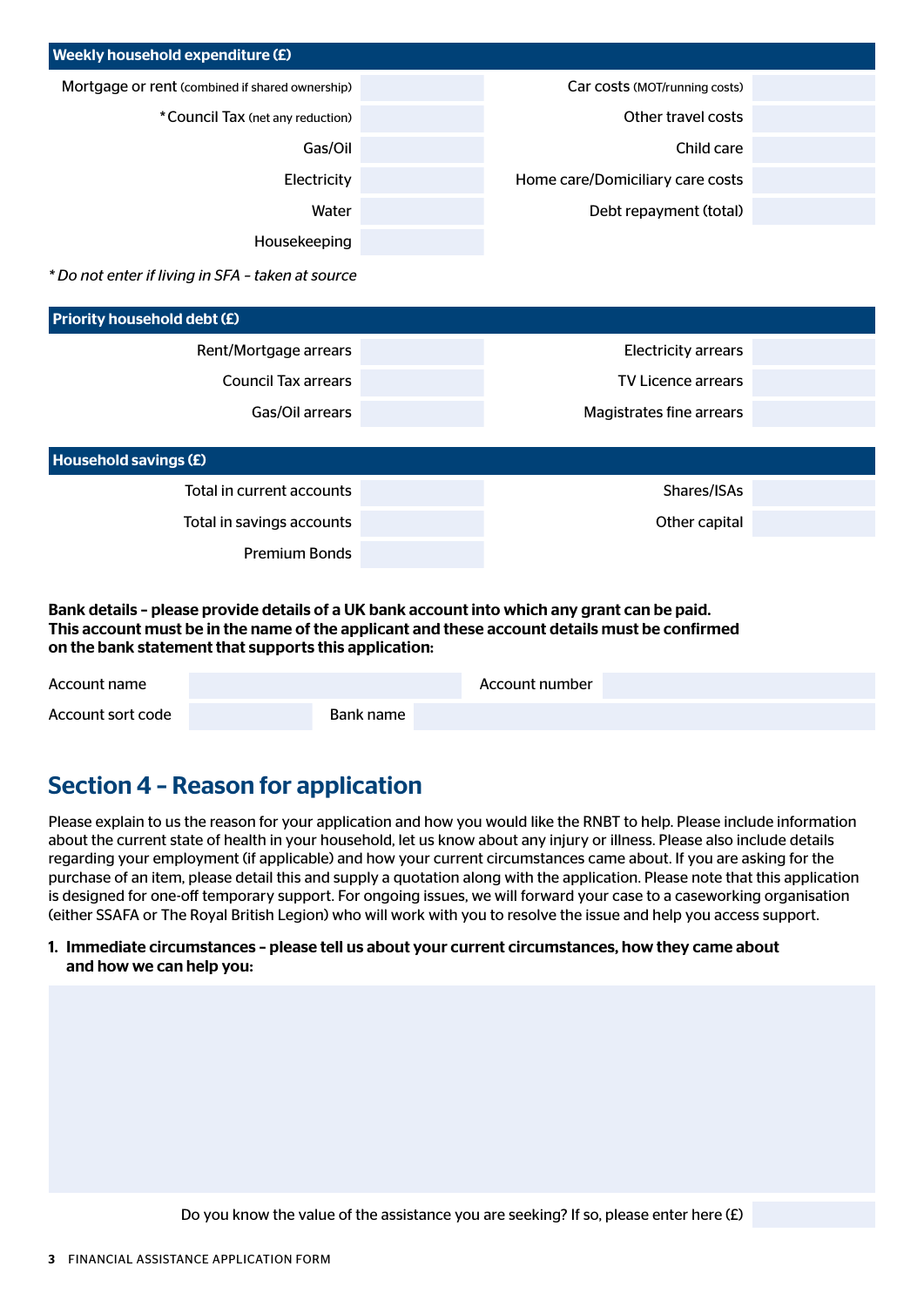**Weekly household expenditure (£)**

| | | | |
|---|---|---|---|
| Mortgage or rent (combined if shared ownership) | | Car costs (MOT/running costs) | |
| *Council Tax (net any reduction) | | Other travel costs | |
| Gas/Oil | | Child care | |
| Electricity | | Home care/Domiciliary care costs | |
| Water | | Debt repayment (total) | |
| Housekeeping | | | |

*\* Do not enter if living in SFA – taken at source*

**Priority household debt (£)**

| | | | |
|---|---|---|---|
| Rent/Mortgage arrears | | Electricity arrears | |
| Council Tax arrears | | TV Licence arrears | |
| Gas/Oil arrears | | Magistrates fine arrears | |

**Household savings (£)**

| | | | |
|---|---|---|---|
| Total in current accounts | | Shares/ISAs | |
| Total in savings accounts | | Other capital | |
| Premium Bonds | | | |

**Bank details – please provide details of a UK bank account into which any grant can be paid. This account must be in the name of the applicant and these account details must be confirmed on the bank statement that supports this application:**

| | | | |
|---|---|---|---|
| Account name | | Account number | |
| Account sort code | | Bank name | |

## Section 4 – Reason for application

Please explain to us the reason for your application and how you would like the RNBT to help. Please include information about the current state of health in your household, let us know about any injury or illness. Please also include details regarding your employment (if applicable) and how your current circumstances came about. If you are asking for the purchase of an item, please detail this and supply a quotation along with the application. Please note that this application is designed for one-off temporary support. For ongoing issues, we will forward your case to a caseworking organisation (either SSAFA or The Royal British Legion) who will work with you to resolve the issue and help you access support.

1. **Immediate circumstances – please tell us about your current circumstances, how they came about and how we can help you:**

Do you know the value of the assistance you are seeking? If so, please enter here (£)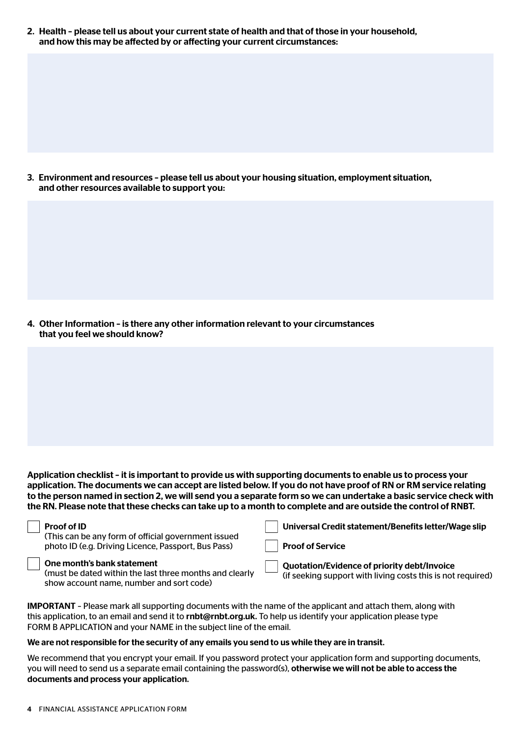**2. Health – please tell us about your current state of health and that of those in your household, and how this may be affected by or affecting your current circumstances:**

**3. Environment and resources – please tell us about your housing situation, employment situation, and other resources available to support you:**

**4. Other Information – is there any other information relevant to your circumstances that you feel we should know?**

**Application checklist – it is important to provide us with supporting documents to enable us to process your application. The documents we can accept are listed below. If you do not have proof of RN or RM service relating to the person named in section 2, we will send you a separate form so we can undertake a basic service check with the RN. Please note that these checks can take up to a month to complete and are outside the control of RNBT.**

- ☐ **Proof of ID**
  (This can be any form of official government issued photo ID (e.g. Driving Licence, Passport, Bus Pass)
- ☐ **One month's bank statement**
  (must be dated within the last three months and clearly show account name, number and sort code)
- ☐ **Universal Credit statement/Benefits letter/Wage slip**
- ☐ **Proof of Service**
- ☐ **Quotation/Evidence of priority debt/Invoice**
  (if seeking support with living costs this is not required)

**IMPORTANT** – Please mark all supporting documents with the name of the applicant and attach them, along with this application, to an email and send it to **rnbt@rnbt.org.uk.** To help us identify your application please type FORM B APPLICATION and your NAME in the subject line of the email.

**We are not responsible for the security of any emails you send to us while they are in transit.**

We recommend that you encrypt your email. If you password protect your application form and supporting documents, you will need to send us a separate email containing the password(s), **otherwise we will not be able to access the documents and process your application.**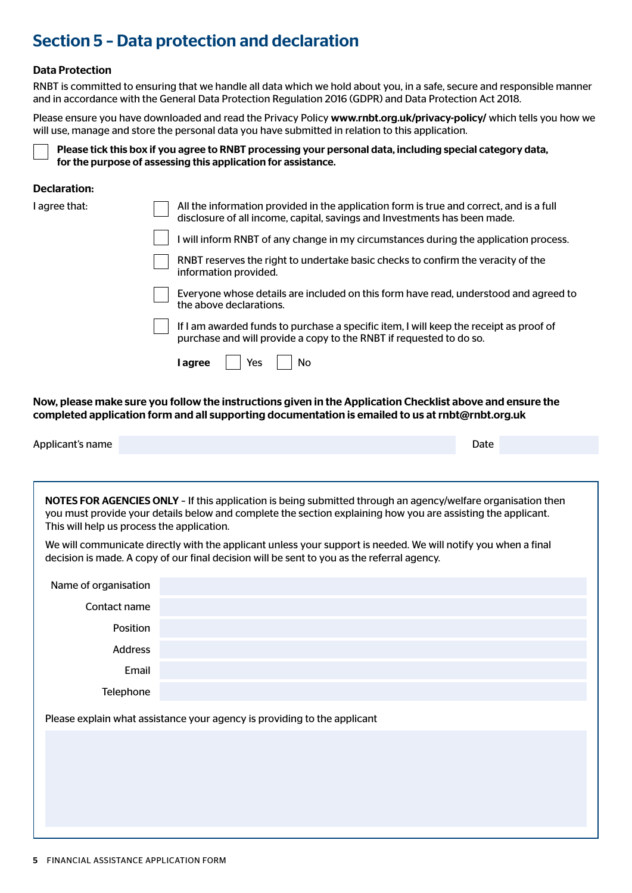## Section 5 – Data protection and declaration

**Data Protection**

RNBT is committed to ensuring that we handle all data which we hold about you, in a safe, secure and responsible manner and in accordance with the General Data Protection Regulation 2016 (GDPR) and Data Protection Act 2018.

Please ensure you have downloaded and read the Privacy Policy **www.rnbt.org.uk/privacy-policy/** which tells you how we will use, manage and store the personal data you have submitted in relation to this application.

☐ **Please tick this box if you agree to RNBT processing your personal data, including special category data, for the purpose of assessing this application for assistance.**

**Declaration:**

I agree that:

☐ All the information provided in the application form is true and correct, and is a full disclosure of all income, capital, savings and Investments has been made.

☐ I will inform RNBT of any change in my circumstances during the application process.

☐ RNBT reserves the right to undertake basic checks to confirm the veracity of the information provided.

☐ Everyone whose details are included on this form have read, understood and agreed to the above declarations.

☐ If I am awarded funds to purchase a specific item, I will keep the receipt as proof of purchase and will provide a copy to the RNBT if requested to do so.

**I agree** ☐ Yes ☐ No

**Now, please make sure you follow the instructions given in the Application Checklist above and ensure the completed application form and all supporting documentation is emailed to us at rnbt@rnbt.org.uk**

Applicant's name __________ Date __________

**NOTES FOR AGENCIES ONLY** – If this application is being submitted through an agency/welfare organisation then you must provide your details below and complete the section explaining how you are assisting the applicant. This will help us process the application.

We will communicate directly with the applicant unless your support is needed. We will notify you when a final decision is made. A copy of our final decision will be sent to you as the referral agency.

Name of organisation __________

Contact name __________

Position __________

Address __________

Email __________

Telephone __________

Please explain what assistance your agency is providing to the applicant